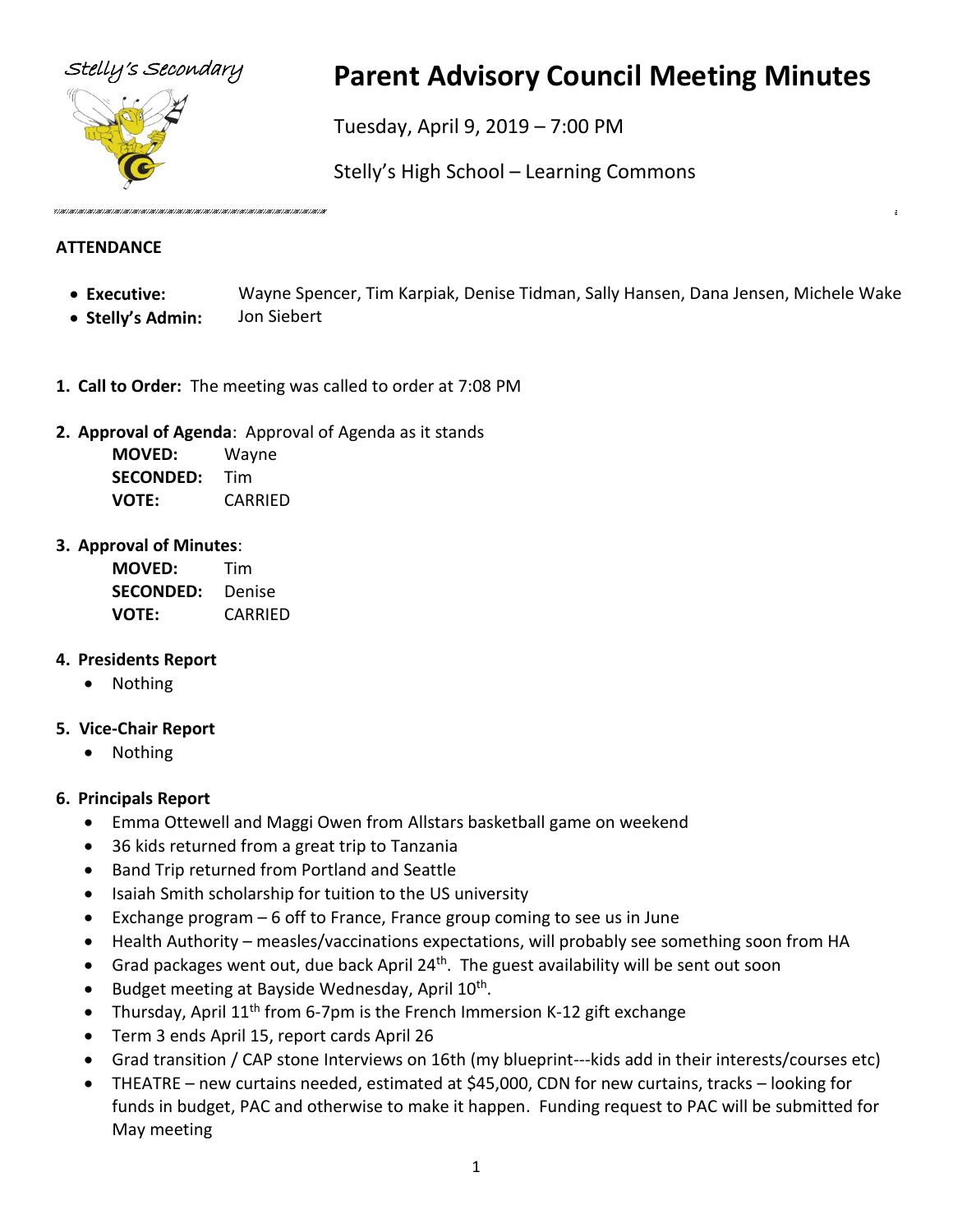Stelly's Secondary

# Parent Advisory Council Meeting Minutes

Tuesday, April 9, 2019 – 7:00 PM

Stelly's High School – Learning Commons

## ATTENDANCE

- **Executive:** Wayne Spencer, Tim Karpiak, Denise Tidman, Sally Hansen, Dana Jensen, Michele Wake
- **Stelly's Admin:** Jon Siebert

1. **Call to Order:** The meeting was called to order at 7:08 PM

2. **Approval of Agenda**: Approval of Agenda as it stands

   **MOVED:** Wayne
   **SECONDED:** Tim
   **VOTE:** CARRIED

3. **Approval of Minutes**:

   **MOVED:** Tim
   **SECONDED:** Denise
   **VOTE:** CARRIED

4. **Presidents Report**
   - Nothing

5. **Vice-Chair Report**
   - Nothing

6. **Principals Report**
   - Emma Ottewell and Maggi Owen from Allstars basketball game on weekend
   - 36 kids returned from a great trip to Tanzania
   - Band Trip returned from Portland and Seattle
   - Isaiah Smith scholarship for tuition to the US university
   - Exchange program – 6 off to France, France group coming to see us in June
   - Health Authority – measles/vaccinations expectations, will probably see something soon from HA
   - Grad packages went out, due back April 24th. The guest availability will be sent out soon
   - Budget meeting at Bayside Wednesday, April 10th.
   - Thursday, April 11th from 6-7pm is the French Immersion K-12 gift exchange
   - Term 3 ends April 15, report cards April 26
   - Grad transition / CAP stone Interviews on 16th (my blueprint---kids add in their interests/courses etc)
   - THEATRE – new curtains needed, estimated at $45,000, CDN for new curtains, tracks – looking for funds in budget, PAC and otherwise to make it happen. Funding request to PAC will be submitted for May meeting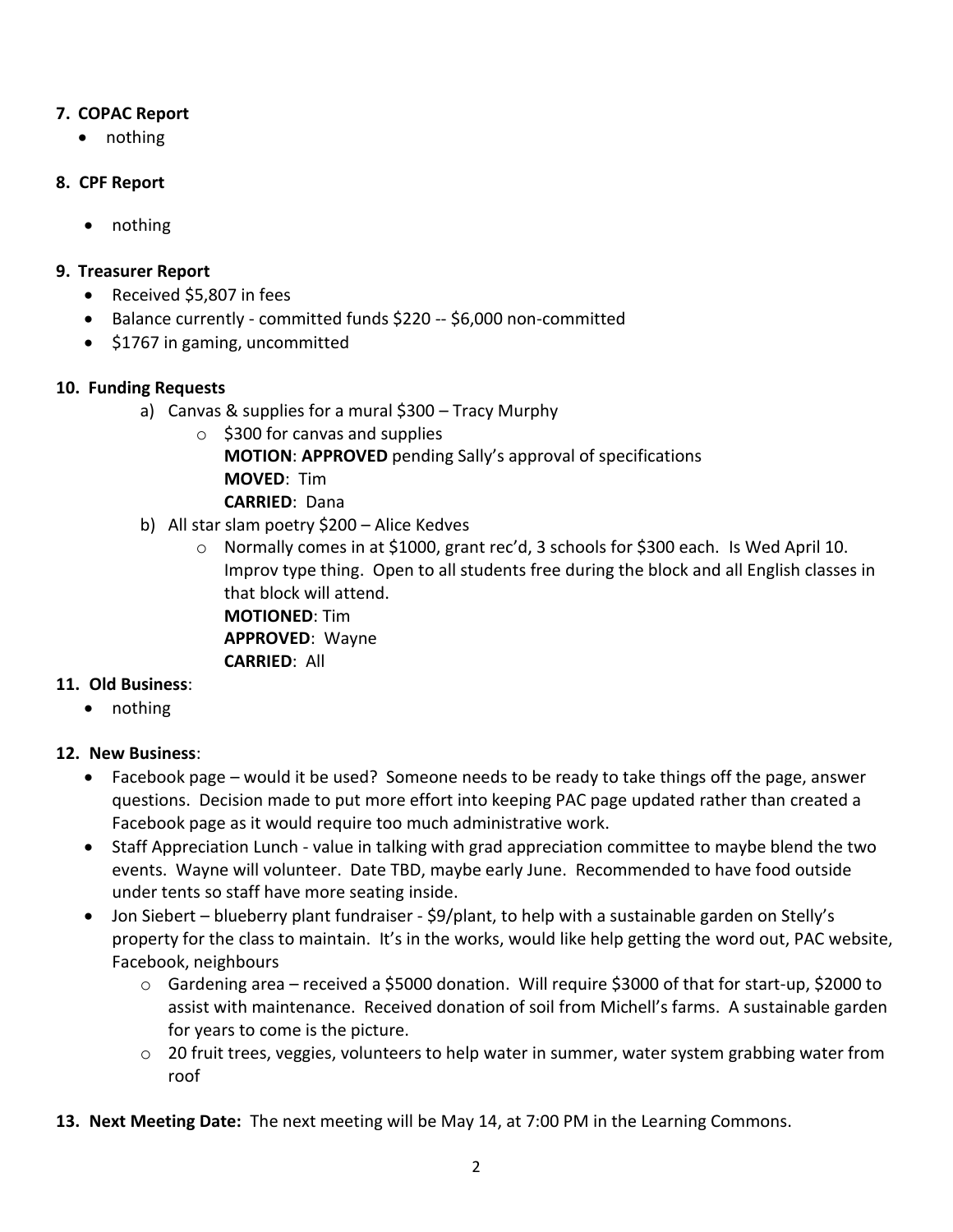**7. COPAC Report**

- nothing

**8. CPF Report**

- nothing

**9. Treasurer Report**

- Received $5,807 in fees
- Balance currently - committed funds $220 -- $6,000 non-committed
- $1767 in gaming, uncommitted

**10. Funding Requests**

a) Canvas & supplies for a mural $300 – Tracy Murphy
   - $300 for canvas and supplies

     **MOTION**: **APPROVED** pending Sally's approval of specifications

     **MOVED**: Tim

     **CARRIED**: Dana

b) All star slam poetry $200 – Alice Kedves
   - Normally comes in at $1000, grant rec'd, 3 schools for $300 each. Is Wed April 10. Improv type thing. Open to all students free during the block and all English classes in that block will attend.

     **MOTIONED**: Tim

     **APPROVED**: Wayne

     **CARRIED**: All

**11. Old Business**:

- nothing

**12. New Business**:

- Facebook page – would it be used? Someone needs to be ready to take things off the page, answer questions. Decision made to put more effort into keeping PAC page updated rather than created a Facebook page as it would require too much administrative work.
- Staff Appreciation Lunch - value in talking with grad appreciation committee to maybe blend the two events. Wayne will volunteer. Date TBD, maybe early June. Recommended to have food outside under tents so staff have more seating inside.
- Jon Siebert – blueberry plant fundraiser - $9/plant, to help with a sustainable garden on Stelly's property for the class to maintain. It's in the works, would like help getting the word out, PAC website, Facebook, neighbours
  - Gardening area – received a $5000 donation. Will require $3000 of that for start-up, $2000 to assist with maintenance. Received donation of soil from Michell's farms. A sustainable garden for years to come is the picture.
  - 20 fruit trees, veggies, volunteers to help water in summer, water system grabbing water from roof

**13. Next Meeting Date:** The next meeting will be May 14, at 7:00 PM in the Learning Commons.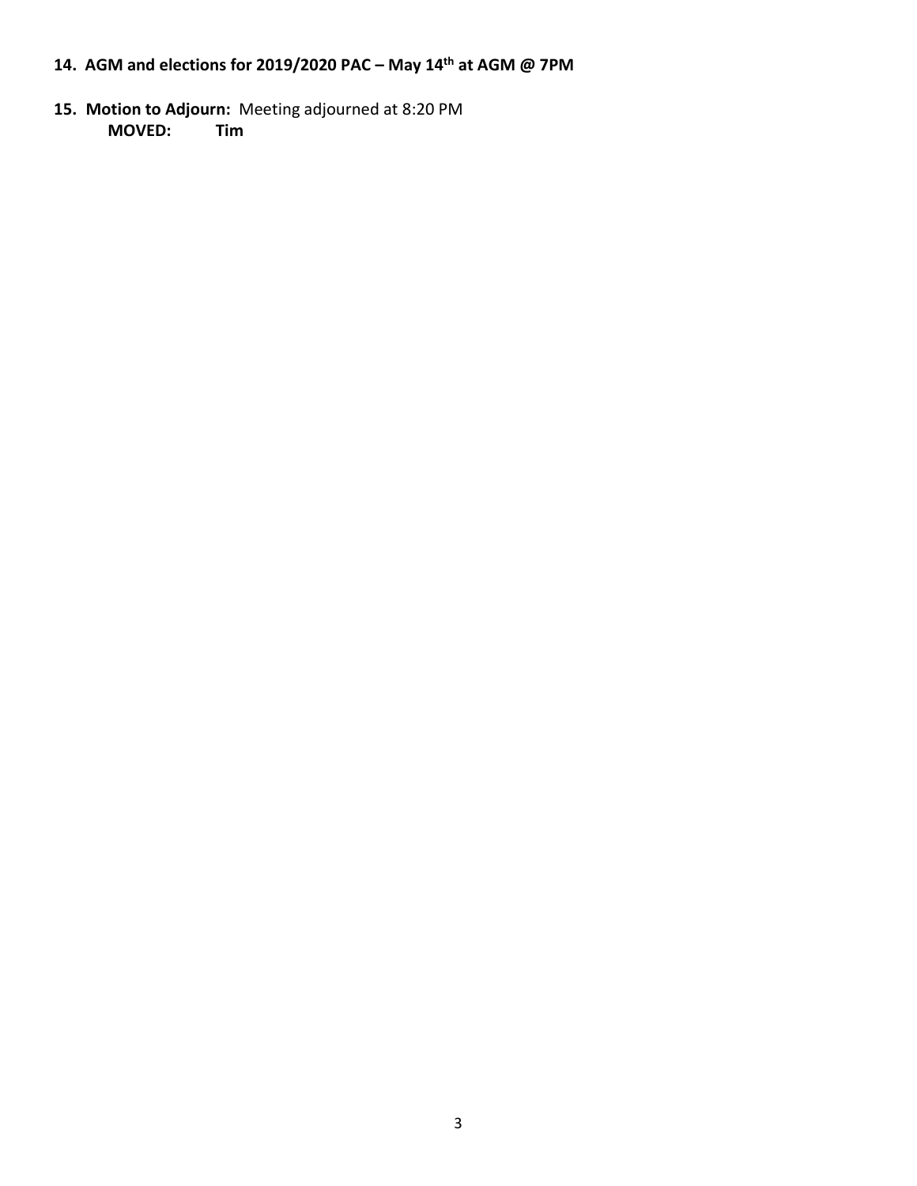14. **AGM and elections for 2019/2020 PAC – May 14th at AGM @ 7PM**

15. **Motion to Adjourn:** Meeting adjourned at 8:20 PM
    **MOVED: Tim**